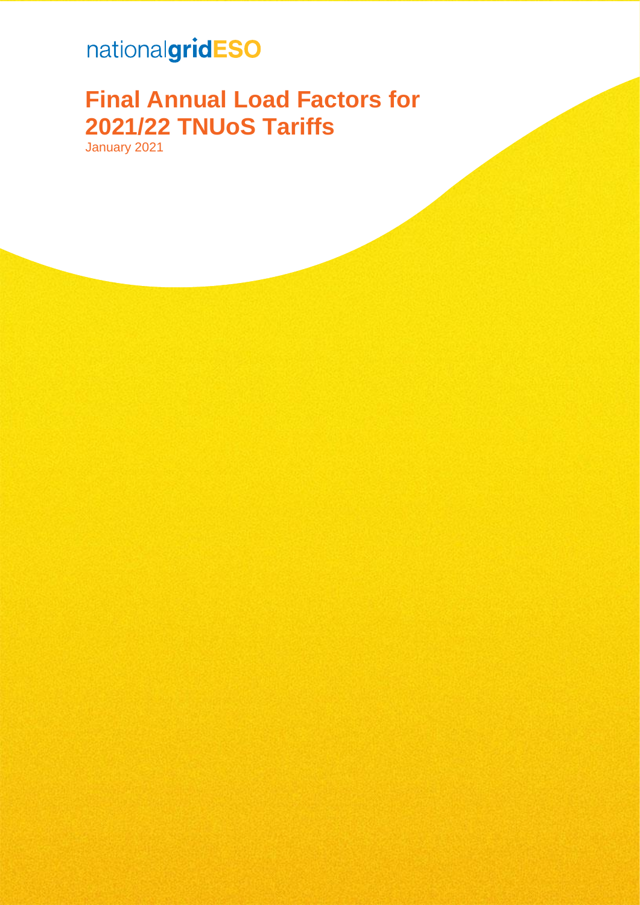nationalgridESO

# Final Annual Load Factors for 2021/22 TNUoS Tariffs

January 2021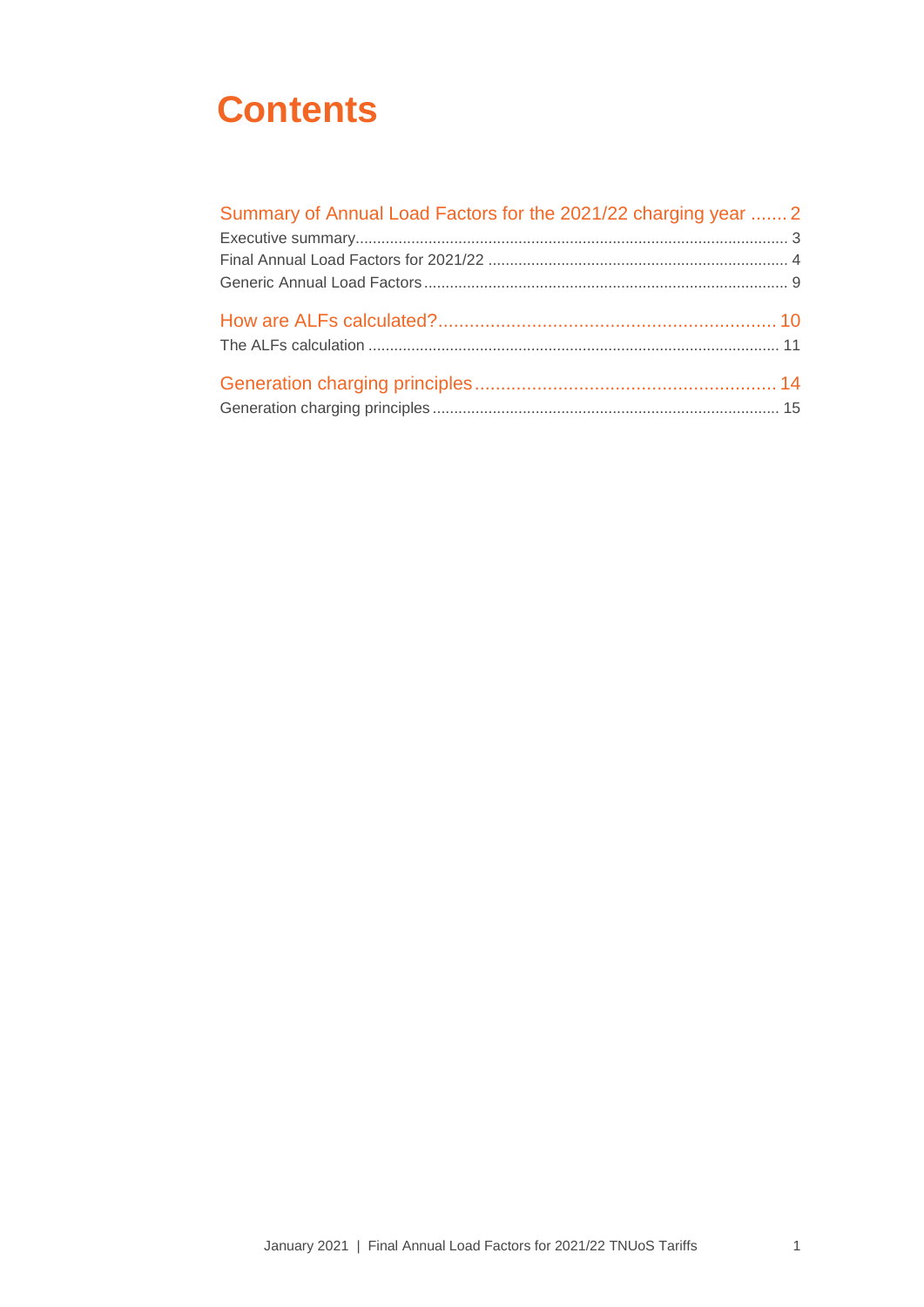# Contents

Summary of Annual Load Factors for the 2021/22 charging year ....... 2

Executive summary ........................................................................................ 3

Final Annual Load Factors for 2021/22 ........................................................ 4

Generic Annual Load Factors ........................................................................ 9

How are ALFs calculated? .................................................................. 10

The ALFs calculation ................................................................................... 11

Generation charging principles ........................................................... 14

Generation charging principles .................................................................... 15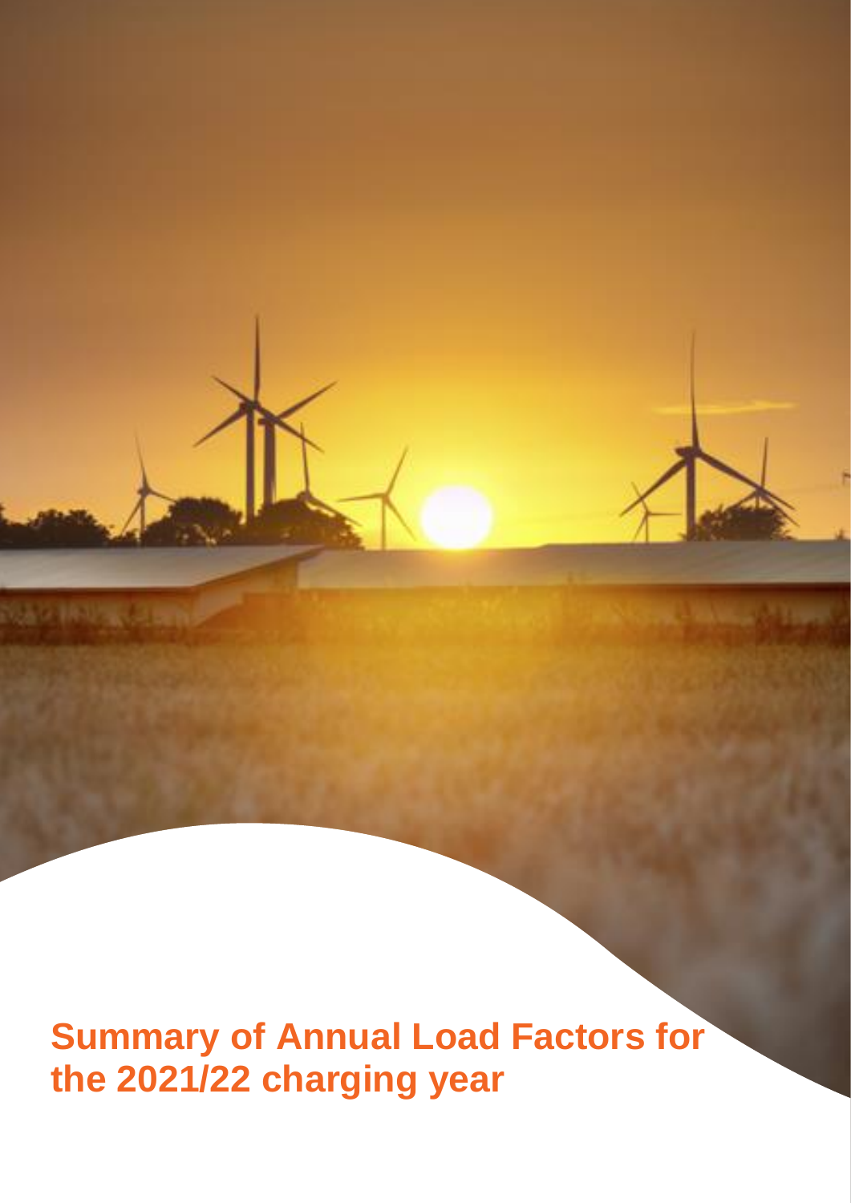# Summary of Annual Load Factors for the 2021/22 charging year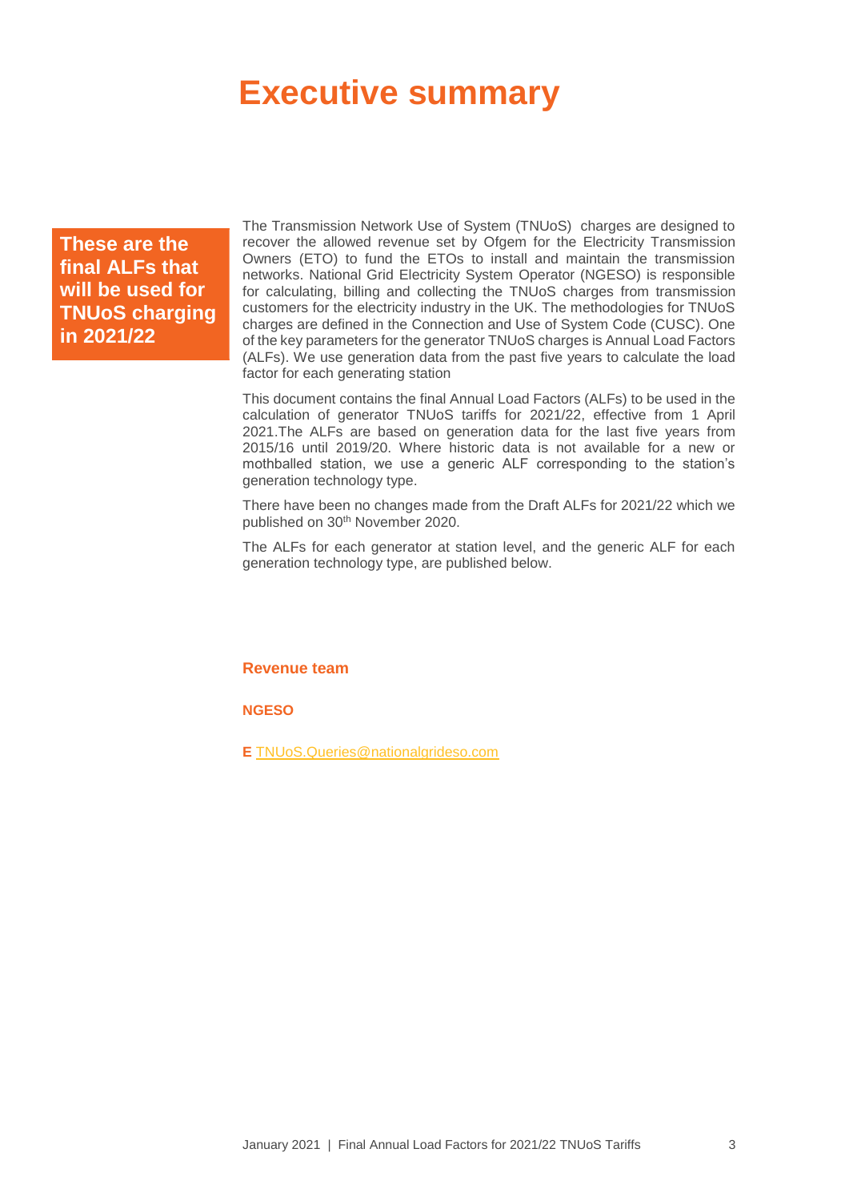# Executive summary

**These are the final ALFs that will be used for TNUoS charging in 2021/22**

The Transmission Network Use of System (TNUoS) charges are designed to recover the allowed revenue set by Ofgem for the Electricity Transmission Owners (ETO) to fund the ETOs to install and maintain the transmission networks. National Grid Electricity System Operator (NGESO) is responsible for calculating, billing and collecting the TNUoS charges from transmission customers for the electricity industry in the UK. The methodologies for TNUoS charges are defined in the Connection and Use of System Code (CUSC). One of the key parameters for the generator TNUoS charges is Annual Load Factors (ALFs). We use generation data from the past five years to calculate the load factor for each generating station

This document contains the final Annual Load Factors (ALFs) to be used in the calculation of generator TNUoS tariffs for 2021/22, effective from 1 April 2021.The ALFs are based on generation data for the last five years from 2015/16 until 2019/20. Where historic data is not available for a new or mothballed station, we use a generic ALF corresponding to the station's generation technology type.

There have been no changes made from the Draft ALFs for 2021/22 which we published on 30th November 2020.

The ALFs for each generator at station level, and the generic ALF for each generation technology type, are published below.

**Revenue team**

**NGESO**

**E** TNUoS.Queries@nationalgrideso.com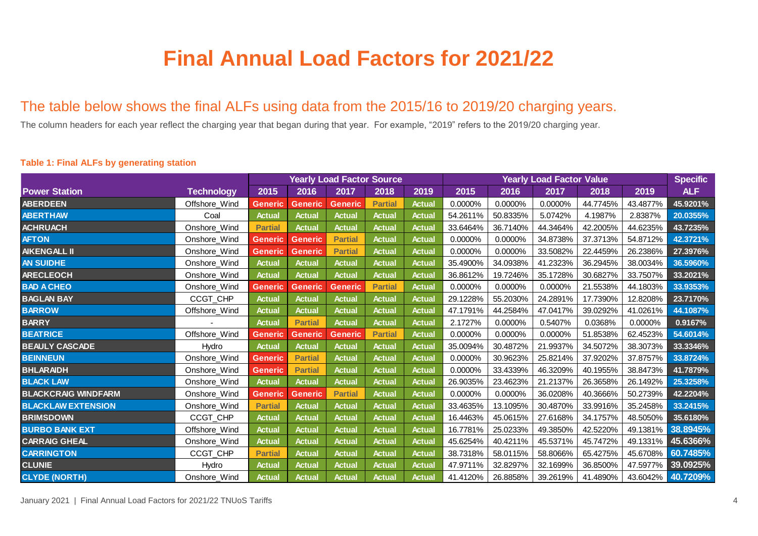# Final Annual Load Factors for 2021/22

## The table below shows the final ALFs using data from the 2015/16 to 2019/20 charging years.

The column headers for each year reflect the charging year that began during that year. For example, "2019" refers to the 2019/20 charging year.

**Table 1: Final ALFs by generating station**

| | | Yearly Load Factor Source | | | | | Yearly Load Factor Value | | | | | Specific |
|---|---|---|---|---|---|---|---|---|---|---|---|---|
| **Power Station** | **Technology** | **2015** | **2016** | **2017** | **2018** | **2019** | **2015** | **2016** | **2017** | **2018** | **2019** | **ALF** |
| ABERDEEN | Offshore_Wind | Generic | Generic | Generic | Partial | Actual | 0.0000% | 0.0000% | 0.0000% | 44.7745% | 43.4877% | 45.9201% |
| ABERTHAW | Coal | Actual | Actual | Actual | Actual | Actual | 54.2611% | 50.8335% | 5.0742% | 4.1987% | 2.8387% | 20.0355% |
| ACHRUACH | Onshore_Wind | Partial | Actual | Actual | Actual | Actual | 33.6464% | 36.7140% | 44.3464% | 42.2005% | 44.6235% | 43.7235% |
| AFTON | Onshore_Wind | Generic | Generic | Partial | Actual | Actual | 0.0000% | 0.0000% | 34.8738% | 37.3713% | 54.8712% | 42.3721% |
| AIKENGALL II | Onshore_Wind | Generic | Generic | Partial | Actual | Actual | 0.0000% | 0.0000% | 33.5082% | 22.4459% | 26.2386% | 27.3976% |
| AN SUIDHE | Onshore_Wind | Actual | Actual | Actual | Actual | Actual | 35.4900% | 34.0938% | 41.2323% | 36.2945% | 38.0034% | 36.5960% |
| ARECLEOCH | Onshore_Wind | Actual | Actual | Actual | Actual | Actual | 36.8612% | 19.7246% | 35.1728% | 30.6827% | 33.7507% | 33.2021% |
| BAD A CHEO | Onshore_Wind | Generic | Generic | Generic | Partial | Actual | 0.0000% | 0.0000% | 0.0000% | 21.5538% | 44.1803% | 33.9353% |
| BAGLAN BAY | CCGT_CHP | Actual | Actual | Actual | Actual | Actual | 29.1228% | 55.2030% | 24.2891% | 17.7390% | 12.8208% | 23.7170% |
| BARROW | Offshore_Wind | Actual | Actual | Actual | Actual | Actual | 47.1791% | 44.2584% | 47.0417% | 39.0292% | 41.0261% | 44.1087% |
| BARRY | - | Actual | Partial | Actual | Actual | Actual | 2.1727% | 0.0000% | 0.5407% | 0.0368% | 0.0000% | 0.9167% |
| BEATRICE | Offshore_Wind | Generic | Generic | Generic | Partial | Actual | 0.0000% | 0.0000% | 0.0000% | 51.8538% | 62.4523% | 54.6014% |
| BEAULY CASCADE | Hydro | Actual | Actual | Actual | Actual | Actual | 35.0094% | 30.4872% | 21.9937% | 34.5072% | 38.3073% | 33.3346% |
| BEINNEUN | Onshore_Wind | Generic | Partial | Actual | Actual | Actual | 0.0000% | 30.9623% | 25.8214% | 37.9202% | 37.8757% | 33.8724% |
| BHLARAIDH | Onshore_Wind | Generic | Partial | Actual | Actual | Actual | 0.0000% | 33.4339% | 46.3209% | 40.1955% | 38.8473% | 41.7879% |
| BLACK LAW | Onshore_Wind | Actual | Actual | Actual | Actual | Actual | 26.9035% | 23.4623% | 21.2137% | 26.3658% | 26.1492% | 25.3258% |
| BLACKCRAIG WINDFARM | Onshore_Wind | Generic | Generic | Partial | Actual | Actual | 0.0000% | 0.0000% | 36.0208% | 40.3666% | 50.2739% | 42.2204% |
| BLACKLAW EXTENSION | Onshore_Wind | Partial | Actual | Actual | Actual | Actual | 33.4635% | 13.1095% | 30.4870% | 33.9916% | 35.2458% | 33.2415% |
| BRIMSDOWN | CCGT_CHP | Actual | Actual | Actual | Actual | Actual | 16.4463% | 45.0615% | 27.6168% | 34.1757% | 48.5050% | 35.6180% |
| BURBO BANK EXT | Offshore_Wind | Actual | Actual | Actual | Actual | Actual | 16.7781% | 25.0233% | 49.3850% | 42.5220% | 49.1381% | 38.8945% |
| CARRAIG GHEAL | Onshore_Wind | Actual | Actual | Actual | Actual | Actual | 45.6254% | 40.4211% | 45.5371% | 45.7472% | 49.1331% | 45.6366% |
| CARRINGTON | CCGT_CHP | Partial | Actual | Actual | Actual | Actual | 38.7318% | 58.0115% | 58.8066% | 65.4275% | 45.6708% | 60.7485% |
| CLUNIE | Hydro | Actual | Actual | Actual | Actual | Actual | 47.9711% | 32.8297% | 32.1699% | 36.8500% | 47.5977% | 39.0925% |
| CLYDE (NORTH) | Onshore_Wind | Actual | Actual | Actual | Actual | Actual | 41.4120% | 26.8858% | 39.2619% | 41.4890% | 43.6042% | 40.7209% |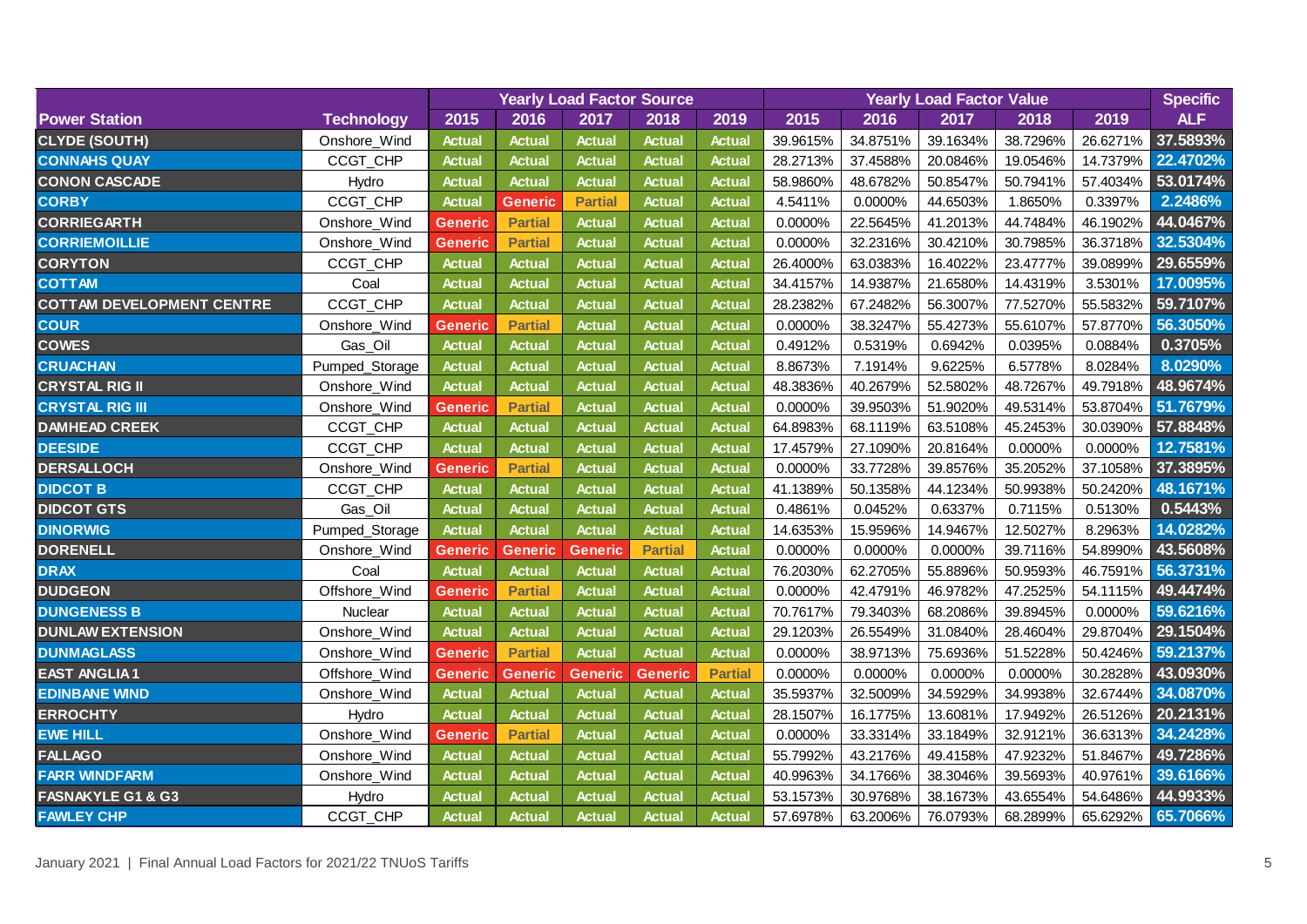| Power Station | Technology | Yearly Load Factor Source | | | | | Yearly Load Factor Value | | | | | Specific ALF |
|---|---|---|---|---|---|---|---|---|---|---|---|---|
| | | 2015 | 2016 | 2017 | 2018 | 2019 | 2015 | 2016 | 2017 | 2018 | 2019 | |
| CLYDE (SOUTH) | Onshore_Wind | Actual | Actual | Actual | Actual | Actual | 39.9615% | 34.8751% | 39.1634% | 38.7296% | 26.6271% | 37.5893% |
| CONNAHS QUAY | CCGT_CHP | Actual | Actual | Actual | Actual | Actual | 28.2713% | 37.4588% | 20.0846% | 19.0546% | 14.7379% | 22.4702% |
| CONON CASCADE | Hydro | Actual | Actual | Actual | Actual | Actual | 58.9860% | 48.6782% | 50.8547% | 50.7941% | 57.4034% | 53.0174% |
| CORBY | CCGT_CHP | Actual | Generic | Partial | Actual | Actual | 4.5411% | 0.0000% | 44.6503% | 1.8650% | 0.3397% | 2.2486% |
| CORRIEGARTH | Onshore_Wind | Generic | Partial | Actual | Actual | Actual | 0.0000% | 22.5645% | 41.2013% | 44.7484% | 46.1902% | 44.0467% |
| CORRIEMOILLIE | Onshore_Wind | Generic | Partial | Actual | Actual | Actual | 0.0000% | 32.2316% | 30.4210% | 30.7985% | 36.3718% | 32.5304% |
| CORYTON | CCGT_CHP | Actual | Actual | Actual | Actual | Actual | 26.4000% | 63.0383% | 16.4022% | 23.4777% | 39.0899% | 29.6559% |
| COTTAM | Coal | Actual | Actual | Actual | Actual | Actual | 34.4157% | 14.9387% | 21.6580% | 14.4319% | 3.5301% | 17.0095% |
| COTTAM DEVELOPMENT CENTRE | CCGT_CHP | Actual | Actual | Actual | Actual | Actual | 28.2382% | 67.2482% | 56.3007% | 77.5270% | 55.5832% | 59.7107% |
| COUR | Onshore_Wind | Generic | Partial | Actual | Actual | Actual | 0.0000% | 38.3247% | 55.4273% | 55.6107% | 57.8770% | 56.3050% |
| COWES | Gas_Oil | Actual | Actual | Actual | Actual | Actual | 0.4912% | 0.5319% | 0.6942% | 0.0395% | 0.0884% | 0.3705% |
| CRUACHAN | Pumped_Storage | Actual | Actual | Actual | Actual | Actual | 8.8673% | 7.1914% | 9.6225% | 6.5778% | 8.0284% | 8.0290% |
| CRYSTAL RIG II | Onshore_Wind | Actual | Actual | Actual | Actual | Actual | 48.3836% | 40.2679% | 52.5802% | 48.7267% | 49.7918% | 48.9674% |
| CRYSTAL RIG III | Onshore_Wind | Generic | Partial | Actual | Actual | Actual | 0.0000% | 39.9503% | 51.9020% | 49.5314% | 53.8704% | 51.7679% |
| DAMHEAD CREEK | CCGT_CHP | Actual | Actual | Actual | Actual | Actual | 64.8983% | 68.1119% | 63.5108% | 45.2453% | 30.0390% | 57.8848% |
| DEESIDE | CCGT_CHP | Actual | Actual | Actual | Actual | Actual | 17.4579% | 27.1090% | 20.8164% | 0.0000% | 0.0000% | 12.7581% |
| DERSALLOCH | Onshore_Wind | Generic | Partial | Actual | Actual | Actual | 0.0000% | 33.7728% | 39.8576% | 35.2052% | 37.1058% | 37.3895% |
| DIDCOT B | CCGT_CHP | Actual | Actual | Actual | Actual | Actual | 41.1389% | 50.1358% | 44.1234% | 50.9938% | 50.2420% | 48.1671% |
| DIDCOT GTS | Gas_Oil | Actual | Actual | Actual | Actual | Actual | 0.4861% | 0.0452% | 0.6337% | 0.7115% | 0.5130% | 0.5443% |
| DINORWIG | Pumped_Storage | Actual | Actual | Actual | Actual | Actual | 14.6353% | 15.9596% | 14.9467% | 12.5027% | 8.2963% | 14.0282% |
| DORENELL | Onshore_Wind | Generic | Generic | Generic | Partial | Actual | 0.0000% | 0.0000% | 0.0000% | 39.7116% | 54.8990% | 43.5608% |
| DRAX | Coal | Actual | Actual | Actual | Actual | Actual | 76.2030% | 62.2705% | 55.8896% | 50.9593% | 46.7591% | 56.3731% |
| DUDGEON | Offshore_Wind | Generic | Partial | Actual | Actual | Actual | 0.0000% | 42.4791% | 46.9782% | 47.2525% | 54.1115% | 49.4474% |
| DUNGENESS B | Nuclear | Actual | Actual | Actual | Actual | Actual | 70.7617% | 79.3403% | 68.2086% | 39.8945% | 0.0000% | 59.6216% |
| DUNLAW EXTENSION | Onshore_Wind | Actual | Actual | Actual | Actual | Actual | 29.1203% | 26.5549% | 31.0840% | 28.4604% | 29.8704% | 29.1504% |
| DUNMAGLASS | Onshore_Wind | Generic | Partial | Actual | Actual | Actual | 0.0000% | 38.9713% | 75.6936% | 51.5228% | 50.4246% | 59.2137% |
| EAST ANGLIA 1 | Offshore_Wind | Generic | Generic | Generic | Generic | Partial | 0.0000% | 0.0000% | 0.0000% | 0.0000% | 30.2828% | 43.0930% |
| EDINBANE WIND | Onshore_Wind | Actual | Actual | Actual | Actual | Actual | 35.5937% | 32.5009% | 34.5929% | 34.9938% | 32.6744% | 34.0870% |
| ERROCHTY | Hydro | Actual | Actual | Actual | Actual | Actual | 28.1507% | 16.1775% | 13.6081% | 17.9492% | 26.5126% | 20.2131% |
| EWE HILL | Onshore_Wind | Generic | Partial | Actual | Actual | Actual | 0.0000% | 33.3314% | 33.1849% | 32.9121% | 36.6313% | 34.2428% |
| FALLAGO | Onshore_Wind | Actual | Actual | Actual | Actual | Actual | 55.7992% | 43.2176% | 49.4158% | 47.9232% | 51.8467% | 49.7286% |
| FARR WINDFARM | Onshore_Wind | Actual | Actual | Actual | Actual | Actual | 40.9963% | 34.1766% | 38.3046% | 39.5693% | 40.9761% | 39.6166% |
| FASNAKYLE G1 & G3 | Hydro | Actual | Actual | Actual | Actual | Actual | 53.1573% | 30.9768% | 38.1673% | 43.6554% | 54.6486% | 44.9933% |
| FAWLEY CHP | CCGT_CHP | Actual | Actual | Actual | Actual | Actual | 57.6978% | 63.2006% | 76.0793% | 68.2899% | 65.6292% | 65.7066% |

January 2021 | Final Annual Load Factors for 2021/22 TNUoS Tariffs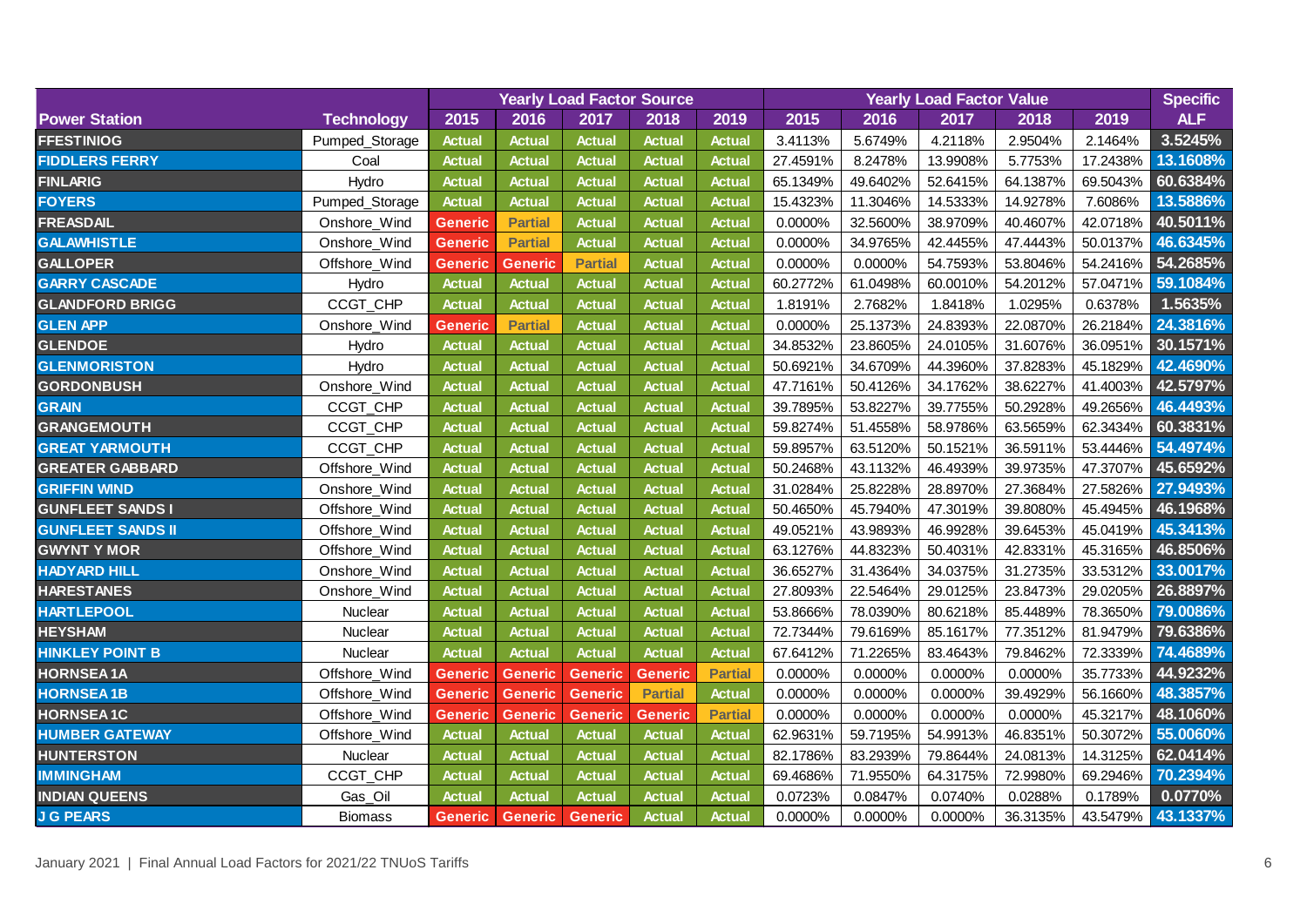| Power Station | Technology | Yearly Load Factor Source | | | | | Yearly Load Factor Value | | | | | Specific ALF |
|---|---|---|---|---|---|---|---|---|---|---|---|---|
| | | 2015 | 2016 | 2017 | 2018 | 2019 | 2015 | 2016 | 2017 | 2018 | 2019 | |
| FFESTINIOG | Pumped_Storage | Actual | Actual | Actual | Actual | Actual | 3.4113% | 5.6749% | 4.2118% | 2.9504% | 2.1464% | 3.5245% |
| FIDDLERS FERRY | Coal | Actual | Actual | Actual | Actual | Actual | 27.4591% | 8.2478% | 13.9908% | 5.7753% | 17.2438% | 13.1608% |
| FINLARIG | Hydro | Actual | Actual | Actual | Actual | Actual | 65.1349% | 49.6402% | 52.6415% | 64.1387% | 69.5043% | 60.6384% |
| FOYERS | Pumped_Storage | Actual | Actual | Actual | Actual | Actual | 15.4323% | 11.3046% | 14.5333% | 14.9278% | 7.6086% | 13.5886% |
| FREASDAIL | Onshore_Wind | Generic | Partial | Actual | Actual | Actual | 0.0000% | 32.5600% | 38.9709% | 40.4607% | 42.0718% | 40.5011% |
| GALAWHISTLE | Onshore_Wind | Generic | Partial | Actual | Actual | Actual | 0.0000% | 34.9765% | 42.4455% | 47.4443% | 50.0137% | 46.6345% |
| GALLOPER | Offshore_Wind | Generic | Generic | Partial | Actual | Actual | 0.0000% | 0.0000% | 54.7593% | 53.8046% | 54.2416% | 54.2685% |
| GARRY CASCADE | Hydro | Actual | Actual | Actual | Actual | Actual | 60.2772% | 61.0498% | 60.0010% | 54.2012% | 57.0471% | 59.1084% |
| GLANDFORD BRIGG | CCGT_CHP | Actual | Actual | Actual | Actual | Actual | 1.8191% | 2.7682% | 1.8418% | 1.0295% | 0.6378% | 1.5635% |
| GLEN APP | Onshore_Wind | Generic | Partial | Actual | Actual | Actual | 0.0000% | 25.1373% | 24.8393% | 22.0870% | 26.2184% | 24.3816% |
| GLENDOE | Hydro | Actual | Actual | Actual | Actual | Actual | 34.8532% | 23.8605% | 24.0105% | 31.6076% | 36.0951% | 30.1571% |
| GLENMORISTON | Hydro | Actual | Actual | Actual | Actual | Actual | 50.6921% | 34.6709% | 44.3960% | 37.8283% | 45.1829% | 42.4690% |
| GORDONBUSH | Onshore_Wind | Actual | Actual | Actual | Actual | Actual | 47.7161% | 50.4126% | 34.1762% | 38.6227% | 41.4003% | 42.5797% |
| GRAIN | CCGT_CHP | Actual | Actual | Actual | Actual | Actual | 39.7895% | 53.8227% | 39.7755% | 50.2928% | 49.2656% | 46.4493% |
| GRANGEMOUTH | CCGT_CHP | Actual | Actual | Actual | Actual | Actual | 59.8274% | 51.4558% | 58.9786% | 63.5659% | 62.3434% | 60.3831% |
| GREAT YARMOUTH | CCGT_CHP | Actual | Actual | Actual | Actual | Actual | 59.8957% | 63.5120% | 50.1521% | 36.5911% | 53.4446% | 54.4974% |
| GREATER GABBARD | Offshore_Wind | Actual | Actual | Actual | Actual | Actual | 50.2468% | 43.1132% | 46.4939% | 39.9735% | 47.3707% | 45.6592% |
| GRIFFIN WIND | Onshore_Wind | Actual | Actual | Actual | Actual | Actual | 31.0284% | 25.8228% | 28.8970% | 27.3684% | 27.5826% | 27.9493% |
| GUNFLEET SANDS I | Offshore_Wind | Actual | Actual | Actual | Actual | Actual | 50.4650% | 45.7940% | 47.3019% | 39.8080% | 45.4945% | 46.1968% |
| GUNFLEET SANDS II | Offshore_Wind | Actual | Actual | Actual | Actual | Actual | 49.0521% | 43.9893% | 46.9928% | 39.6453% | 45.0419% | 45.3413% |
| GWYNT Y MOR | Offshore_Wind | Actual | Actual | Actual | Actual | Actual | 63.1276% | 44.8323% | 50.4031% | 42.8331% | 45.3165% | 46.8506% |
| HADYARD HILL | Onshore_Wind | Actual | Actual | Actual | Actual | Actual | 36.6527% | 31.4364% | 34.0375% | 31.2735% | 33.5312% | 33.0017% |
| HARESTANES | Onshore_Wind | Actual | Actual | Actual | Actual | Actual | 27.8093% | 22.5464% | 29.0125% | 23.8473% | 29.0205% | 26.8897% |
| HARTLEPOOL | Nuclear | Actual | Actual | Actual | Actual | Actual | 53.8666% | 78.0390% | 80.6218% | 85.4489% | 78.3650% | 79.0086% |
| HEYSHAM | Nuclear | Actual | Actual | Actual | Actual | Actual | 72.7344% | 79.6169% | 85.1617% | 77.3512% | 81.9479% | 79.6386% |
| HINKLEY POINT B | Nuclear | Actual | Actual | Actual | Actual | Actual | 67.6412% | 71.2265% | 83.4643% | 79.8462% | 72.3339% | 74.4689% |
| HORNSEA 1A | Offshore_Wind | Generic | Generic | Generic | Generic | Partial | 0.0000% | 0.0000% | 0.0000% | 0.0000% | 35.7733% | 44.9232% |
| HORNSEA 1B | Offshore_Wind | Generic | Generic | Generic | Partial | Actual | 0.0000% | 0.0000% | 0.0000% | 39.4929% | 56.1660% | 48.3857% |
| HORNSEA 1C | Offshore_Wind | Generic | Generic | Generic | Generic | Partial | 0.0000% | 0.0000% | 0.0000% | 0.0000% | 45.3217% | 48.1060% |
| HUMBER GATEWAY | Offshore_Wind | Actual | Actual | Actual | Actual | Actual | 62.9631% | 59.7195% | 54.9913% | 46.8351% | 50.3072% | 55.0060% |
| HUNTERSTON | Nuclear | Actual | Actual | Actual | Actual | Actual | 82.1786% | 83.2939% | 79.8644% | 24.0813% | 14.3125% | 62.0414% |
| IMMINGHAM | CCGT_CHP | Actual | Actual | Actual | Actual | Actual | 69.4686% | 71.9550% | 64.3175% | 72.9980% | 69.2946% | 70.2394% |
| INDIAN QUEENS | Gas_Oil | Actual | Actual | Actual | Actual | Actual | 0.0723% | 0.0847% | 0.0740% | 0.0288% | 0.1789% | 0.0770% |
| J G PEARS | Biomass | Generic | Generic | Generic | Actual | Actual | 0.0000% | 0.0000% | 0.0000% | 36.3135% | 43.5479% | 43.1337% |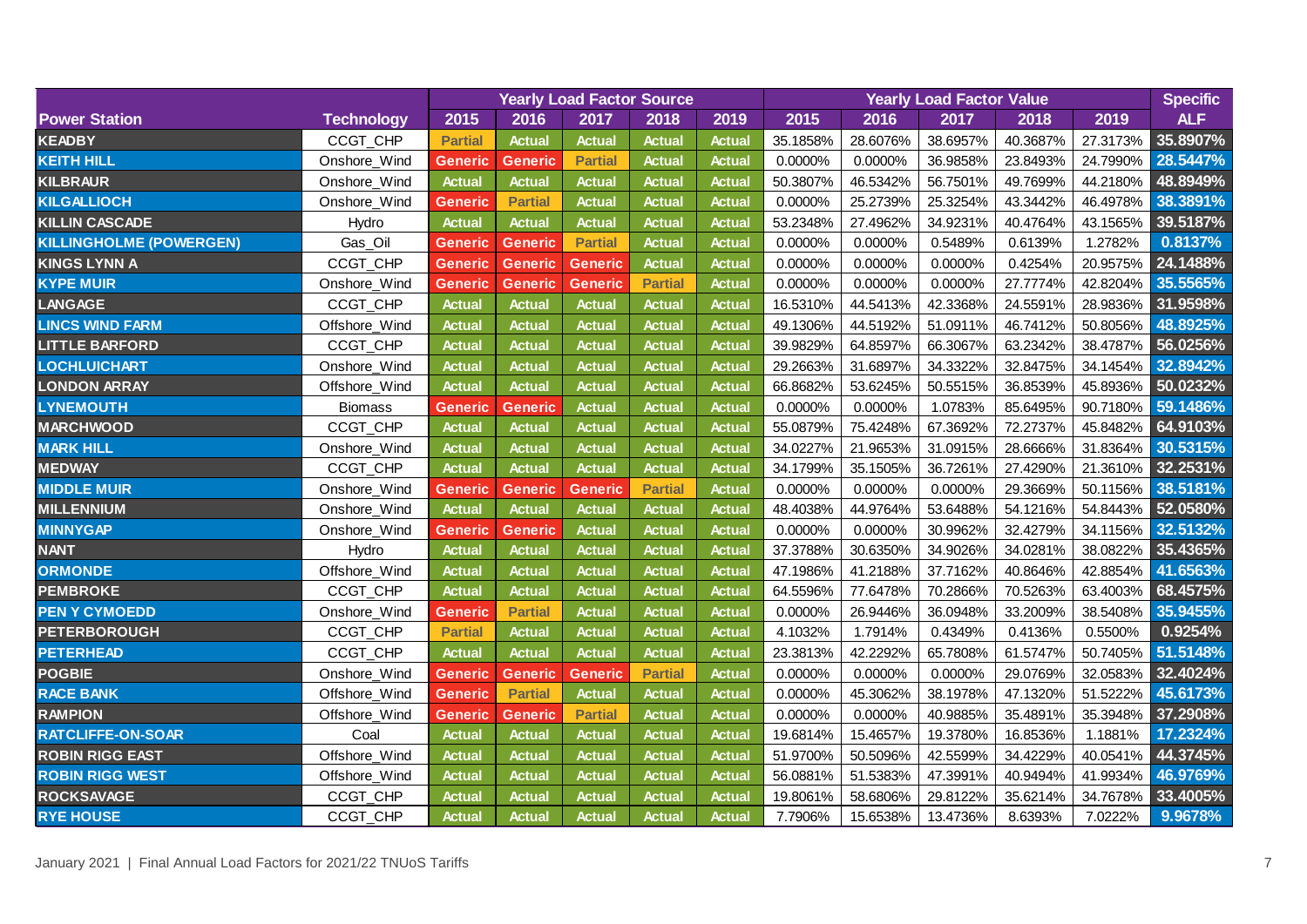| Power Station | Technology | Yearly Load Factor Source | | | | | Yearly Load Factor Value | | | | | Specific |
|---|---|---|---|---|---|---|---|---|---|---|---|---|
| | | 2015 | 2016 | 2017 | 2018 | 2019 | 2015 | 2016 | 2017 | 2018 | 2019 | ALF |
| KEADBY | CCGT_CHP | Partial | Actual | Actual | Actual | Actual | 35.1858% | 28.6076% | 38.6957% | 40.3687% | 27.3173% | 35.8907% |
| KEITH HILL | Onshore_Wind | Generic | Generic | Partial | Actual | Actual | 0.0000% | 0.0000% | 36.9858% | 23.8493% | 24.7990% | 28.5447% |
| KILBRAUR | Onshore_Wind | Actual | Actual | Actual | Actual | Actual | 50.3807% | 46.5342% | 56.7501% | 49.7699% | 44.2180% | 48.8949% |
| KILGALLIOCH | Onshore_Wind | Generic | Partial | Actual | Actual | Actual | 0.0000% | 25.2739% | 25.3254% | 43.3442% | 46.4978% | 38.3891% |
| KILLIN CASCADE | Hydro | Actual | Actual | Actual | Actual | Actual | 53.2348% | 27.4962% | 34.9231% | 40.4764% | 43.1565% | 39.5187% |
| KILLINGHOLME (POWERGEN) | Gas_Oil | Generic | Generic | Partial | Actual | Actual | 0.0000% | 0.0000% | 0.5489% | 0.6139% | 1.2782% | 0.8137% |
| KINGS LYNN A | CCGT_CHP | Generic | Generic | Generic | Actual | Actual | 0.0000% | 0.0000% | 0.0000% | 0.4254% | 20.9575% | 24.1488% |
| KYPE MUIR | Onshore_Wind | Generic | Generic | Generic | Partial | Actual | 0.0000% | 0.0000% | 0.0000% | 27.7774% | 42.8204% | 35.5565% |
| LANGAGE | CCGT_CHP | Actual | Actual | Actual | Actual | Actual | 16.5310% | 44.5413% | 42.3368% | 24.5591% | 28.9836% | 31.9598% |
| LINCS WIND FARM | Offshore_Wind | Actual | Actual | Actual | Actual | Actual | 49.1306% | 44.5192% | 51.0911% | 46.7412% | 50.8056% | 48.8925% |
| LITTLE BARFORD | CCGT_CHP | Actual | Actual | Actual | Actual | Actual | 39.9829% | 64.8597% | 66.3067% | 63.2342% | 38.4787% | 56.0256% |
| LOCHLUICHART | Onshore_Wind | Actual | Actual | Actual | Actual | Actual | 29.2663% | 31.6897% | 34.3322% | 32.8475% | 34.1454% | 32.8942% |
| LONDON ARRAY | Offshore_Wind | Actual | Actual | Actual | Actual | Actual | 66.8682% | 53.6245% | 50.5515% | 36.8539% | 45.8936% | 50.0232% |
| LYNEMOUTH | Biomass | Generic | Generic | Actual | Actual | Actual | 0.0000% | 0.0000% | 1.0783% | 85.6495% | 90.7180% | 59.1486% |
| MARCHWOOD | CCGT_CHP | Actual | Actual | Actual | Actual | Actual | 55.0879% | 75.4248% | 67.3692% | 72.2737% | 45.8482% | 64.9103% |
| MARK HILL | Onshore_Wind | Actual | Actual | Actual | Actual | Actual | 34.0227% | 21.9653% | 31.0915% | 28.6666% | 31.8364% | 30.5315% |
| MEDWAY | CCGT_CHP | Actual | Actual | Actual | Actual | Actual | 34.1799% | 35.1505% | 36.7261% | 27.4290% | 21.3610% | 32.2531% |
| MIDDLE MUIR | Onshore_Wind | Generic | Generic | Generic | Partial | Actual | 0.0000% | 0.0000% | 0.0000% | 29.3669% | 50.1156% | 38.5181% |
| MILLENNIUM | Onshore_Wind | Actual | Actual | Actual | Actual | Actual | 48.4038% | 44.9764% | 53.6488% | 54.1216% | 54.8443% | 52.0580% |
| MINNYGAP | Onshore_Wind | Generic | Generic | Actual | Actual | Actual | 0.0000% | 0.0000% | 30.9962% | 32.4279% | 34.1156% | 32.5132% |
| NANT | Hydro | Actual | Actual | Actual | Actual | Actual | 37.3788% | 30.6350% | 34.9026% | 34.0281% | 38.0822% | 35.4365% |
| ORMONDE | Offshore_Wind | Actual | Actual | Actual | Actual | Actual | 47.1986% | 41.2188% | 37.7162% | 40.8646% | 42.8854% | 41.6563% |
| PEMBROKE | CCGT_CHP | Actual | Actual | Actual | Actual | Actual | 64.5596% | 77.6478% | 70.2866% | 70.5263% | 63.4003% | 68.4575% |
| PEN Y CYMOEDD | Onshore_Wind | Generic | Partial | Actual | Actual | Actual | 0.0000% | 26.9446% | 36.0948% | 33.2009% | 38.5408% | 35.9455% |
| PETERBOROUGH | CCGT_CHP | Partial | Actual | Actual | Actual | Actual | 4.1032% | 1.7914% | 0.4349% | 0.4136% | 0.5500% | 0.9254% |
| PETERHEAD | CCGT_CHP | Actual | Actual | Actual | Actual | Actual | 23.3813% | 42.2292% | 65.7808% | 61.5747% | 50.7405% | 51.5148% |
| POGBIE | Onshore_Wind | Generic | Generic | Generic | Partial | Actual | 0.0000% | 0.0000% | 0.0000% | 29.0769% | 32.0583% | 32.4024% |
| RACE BANK | Offshore_Wind | Generic | Partial | Actual | Actual | Actual | 0.0000% | 45.3062% | 38.1978% | 47.1320% | 51.5222% | 45.6173% |
| RAMPION | Offshore_Wind | Generic | Generic | Partial | Actual | Actual | 0.0000% | 0.0000% | 40.9885% | 35.4891% | 35.3948% | 37.2908% |
| RATCLIFFE-ON-SOAR | Coal | Actual | Actual | Actual | Actual | Actual | 19.6814% | 15.4657% | 19.3780% | 16.8536% | 1.1881% | 17.2324% |
| ROBIN RIGG EAST | Offshore_Wind | Actual | Actual | Actual | Actual | Actual | 51.9700% | 50.5096% | 42.5599% | 34.4229% | 40.0541% | 44.3745% |
| ROBIN RIGG WEST | Offshore_Wind | Actual | Actual | Actual | Actual | Actual | 56.0881% | 51.5383% | 47.3991% | 40.9494% | 41.9934% | 46.9769% |
| ROCKSAVAGE | CCGT_CHP | Actual | Actual | Actual | Actual | Actual | 19.8061% | 58.6806% | 29.8122% | 35.6214% | 34.7678% | 33.4005% |
| RYE HOUSE | CCGT_CHP | Actual | Actual | Actual | Actual | Actual | 7.7906% | 15.6538% | 13.4736% | 8.6393% | 7.0222% | 9.9678% |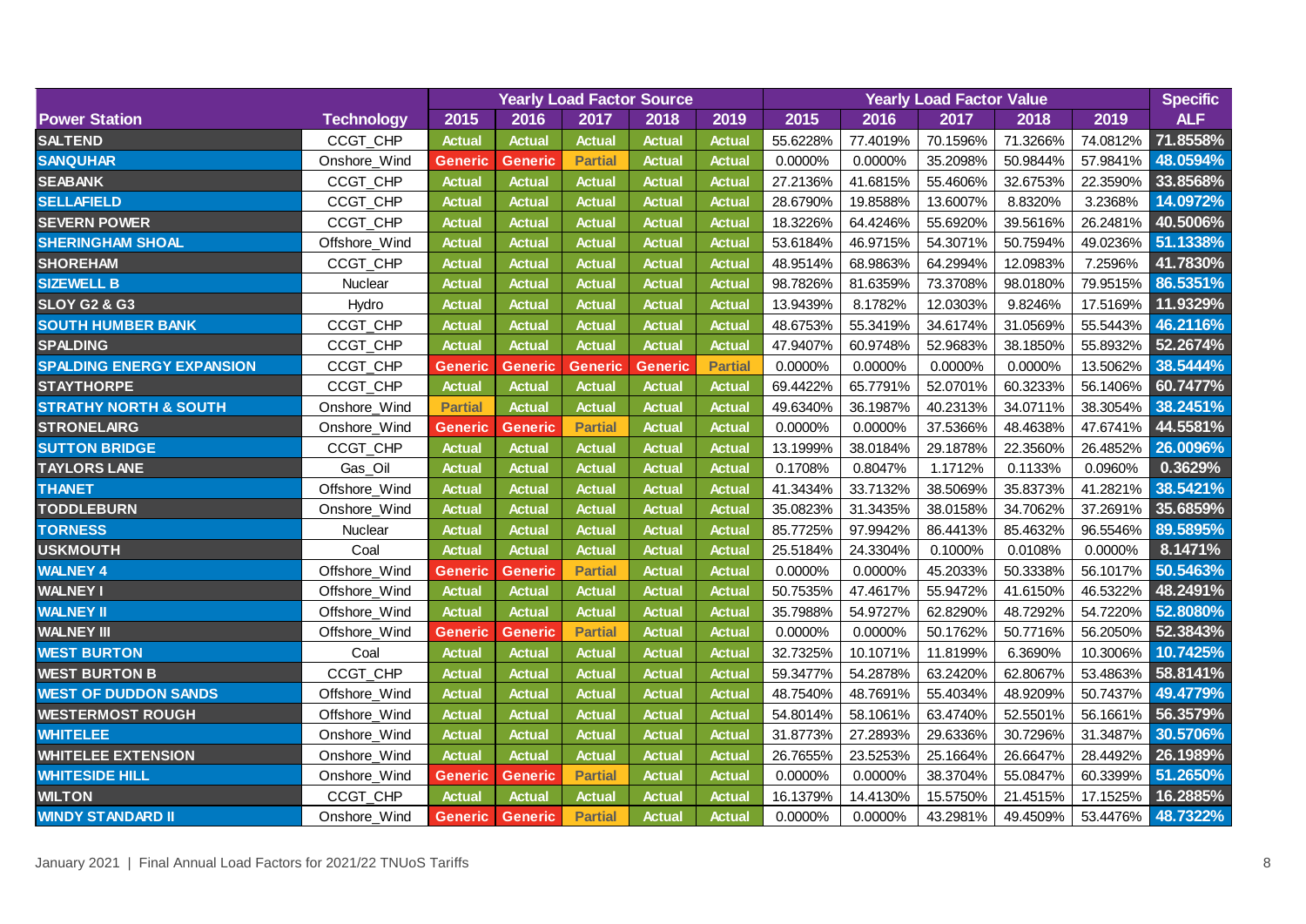| Power Station | Technology | Yearly Load Factor Source | | | | | Yearly Load Factor Value | | | | | Specific |
|---|---|---|---|---|---|---|---|---|---|---|---|---|
| | | 2015 | 2016 | 2017 | 2018 | 2019 | 2015 | 2016 | 2017 | 2018 | 2019 | ALF |
| SALTEND | CCGT_CHP | Actual | Actual | Actual | Actual | Actual | 55.6228% | 77.4019% | 70.1596% | 71.3266% | 74.0812% | 71.8558% |
| SANQUHAR | Onshore_Wind | Generic | Generic | Partial | Actual | Actual | 0.0000% | 0.0000% | 35.2098% | 50.9844% | 57.9841% | 48.0594% |
| SEABANK | CCGT_CHP | Actual | Actual | Actual | Actual | Actual | 27.2136% | 41.6815% | 55.4606% | 32.6753% | 22.3590% | 33.8568% |
| SELLAFIELD | CCGT_CHP | Actual | Actual | Actual | Actual | Actual | 28.6790% | 19.8588% | 13.6007% | 8.8320% | 3.2368% | 14.0972% |
| SEVERN POWER | CCGT_CHP | Actual | Actual | Actual | Actual | Actual | 18.3226% | 64.4246% | 55.6920% | 39.5616% | 26.2481% | 40.5006% |
| SHERINGHAM SHOAL | Offshore_Wind | Actual | Actual | Actual | Actual | Actual | 53.6184% | 46.9715% | 54.3071% | 50.7594% | 49.0236% | 51.1338% |
| SHOREHAM | CCGT_CHP | Actual | Actual | Actual | Actual | Actual | 48.9514% | 68.9863% | 64.2994% | 12.0983% | 7.2596% | 41.7830% |
| SIZEWELL B | Nuclear | Actual | Actual | Actual | Actual | Actual | 98.7826% | 81.6359% | 73.3708% | 98.0180% | 79.9515% | 86.5351% |
| SLOY G2 & G3 | Hydro | Actual | Actual | Actual | Actual | Actual | 13.9439% | 8.1782% | 12.0303% | 9.8246% | 17.5169% | 11.9329% |
| SOUTH HUMBER BANK | CCGT_CHP | Actual | Actual | Actual | Actual | Actual | 48.6753% | 55.3419% | 34.6174% | 31.0569% | 55.5443% | 46.2116% |
| SPALDING | CCGT_CHP | Actual | Actual | Actual | Actual | Actual | 47.9407% | 60.9748% | 52.9683% | 38.1850% | 55.8932% | 52.2674% |
| SPALDING ENERGY EXPANSION | CCGT_CHP | Generic | Generic | Generic | Generic | Partial | 0.0000% | 0.0000% | 0.0000% | 0.0000% | 13.5062% | 38.5444% |
| STAYTHORPE | CCGT_CHP | Actual | Actual | Actual | Actual | Actual | 69.4422% | 65.7791% | 52.0701% | 60.3233% | 56.1406% | 60.7477% |
| STRATHY NORTH & SOUTH | Onshore_Wind | Partial | Actual | Actual | Actual | Actual | 49.6340% | 36.1987% | 40.2313% | 34.0711% | 38.3054% | 38.2451% |
| STRONELAIRG | Onshore_Wind | Generic | Generic | Partial | Actual | Actual | 0.0000% | 0.0000% | 37.5366% | 48.4638% | 47.6741% | 44.5581% |
| SUTTON BRIDGE | CCGT_CHP | Actual | Actual | Actual | Actual | Actual | 13.1999% | 38.0184% | 29.1878% | 22.3560% | 26.4852% | 26.0096% |
| TAYLORS LANE | Gas_Oil | Actual | Actual | Actual | Actual | Actual | 0.1708% | 0.8047% | 1.1712% | 0.1133% | 0.0960% | 0.3629% |
| THANET | Offshore_Wind | Actual | Actual | Actual | Actual | Actual | 41.3434% | 33.7132% | 38.5069% | 35.8373% | 41.2821% | 38.5421% |
| TODDLEBURN | Onshore_Wind | Actual | Actual | Actual | Actual | Actual | 35.0823% | 31.3435% | 38.0158% | 34.7062% | 37.2691% | 35.6859% |
| TORNESS | Nuclear | Actual | Actual | Actual | Actual | Actual | 85.7725% | 97.9942% | 86.4413% | 85.4632% | 96.5546% | 89.5895% |
| USKMOUTH | Coal | Actual | Actual | Actual | Actual | Actual | 25.5184% | 24.3304% | 0.1000% | 0.0108% | 0.0000% | 8.1471% |
| WALNEY 4 | Offshore_Wind | Generic | Generic | Partial | Actual | Actual | 0.0000% | 0.0000% | 45.2033% | 50.3338% | 56.1017% | 50.5463% |
| WALNEY I | Offshore_Wind | Actual | Actual | Actual | Actual | Actual | 50.7535% | 47.4617% | 55.9472% | 41.6150% | 46.5322% | 48.2491% |
| WALNEY II | Offshore_Wind | Actual | Actual | Actual | Actual | Actual | 35.7988% | 54.9727% | 62.8290% | 48.7292% | 54.7220% | 52.8080% |
| WALNEY III | Offshore_Wind | Generic | Generic | Partial | Actual | Actual | 0.0000% | 0.0000% | 50.1762% | 50.7716% | 56.2050% | 52.3843% |
| WEST BURTON | Coal | Actual | Actual | Actual | Actual | Actual | 32.7325% | 10.1071% | 11.8199% | 6.3690% | 10.3006% | 10.7425% |
| WEST BURTON B | CCGT_CHP | Actual | Actual | Actual | Actual | Actual | 59.3477% | 54.2878% | 63.2420% | 62.8067% | 53.4863% | 58.8141% |
| WEST OF DUDDON SANDS | Offshore_Wind | Actual | Actual | Actual | Actual | Actual | 48.7540% | 48.7691% | 55.4034% | 48.9209% | 50.7437% | 49.4779% |
| WESTERMOST ROUGH | Offshore_Wind | Actual | Actual | Actual | Actual | Actual | 54.8014% | 58.1061% | 63.4740% | 52.5501% | 56.1661% | 56.3579% |
| WHITELEE | Onshore_Wind | Actual | Actual | Actual | Actual | Actual | 31.8773% | 27.2893% | 29.6336% | 30.7296% | 31.3487% | 30.5706% |
| WHITELEE EXTENSION | Onshore_Wind | Actual | Actual | Actual | Actual | Actual | 26.7655% | 23.5253% | 25.1664% | 26.6647% | 28.4492% | 26.1989% |
| WHITESIDE HILL | Onshore_Wind | Generic | Generic | Partial | Actual | Actual | 0.0000% | 0.0000% | 38.3704% | 55.0847% | 60.3399% | 51.2650% |
| WILTON | CCGT_CHP | Actual | Actual | Actual | Actual | Actual | 16.1379% | 14.4130% | 15.5750% | 21.4515% | 17.1525% | 16.2885% |
| WINDY STANDARD II | Onshore_Wind | Generic | Generic | Partial | Actual | Actual | 0.0000% | 0.0000% | 43.2981% | 49.4509% | 53.4476% | 48.7322% |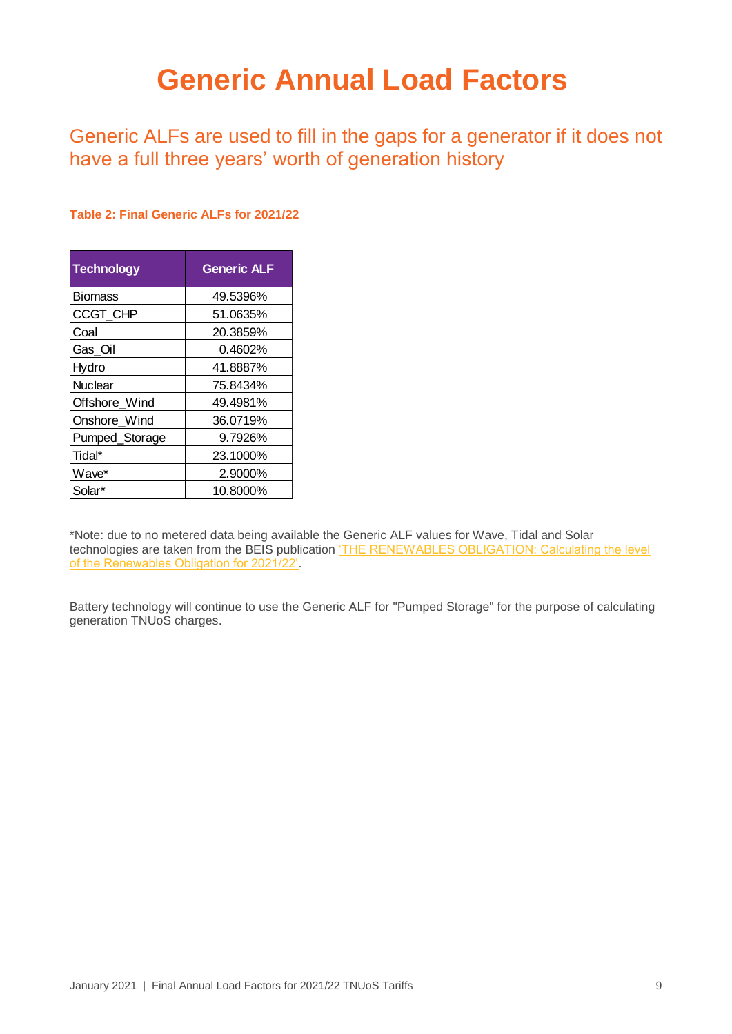# Generic Annual Load Factors

## Generic ALFs are used to fill in the gaps for a generator if it does not have a full three years' worth of generation history

**Table 2: Final Generic ALFs for 2021/22**

| Technology | Generic ALF |
|---|---|
| Biomass | 49.5396% |
| CCGT_CHP | 51.0635% |
| Coal | 20.3859% |
| Gas_Oil | 0.4602% |
| Hydro | 41.8887% |
| Nuclear | 75.8434% |
| Offshore_Wind | 49.4981% |
| Onshore_Wind | 36.0719% |
| Pumped_Storage | 9.7926% |
| Tidal* | 23.1000% |
| Wave* | 2.9000% |
| Solar* | 10.8000% |

*Note: due to no metered data being available the Generic ALF values for Wave, Tidal and Solar technologies are taken from the BEIS publication 'THE RENEWABLES OBLIGATION: Calculating the level of the Renewables Obligation for 2021/22'.

Battery technology will continue to use the Generic ALF for "Pumped Storage" for the purpose of calculating generation TNUoS charges.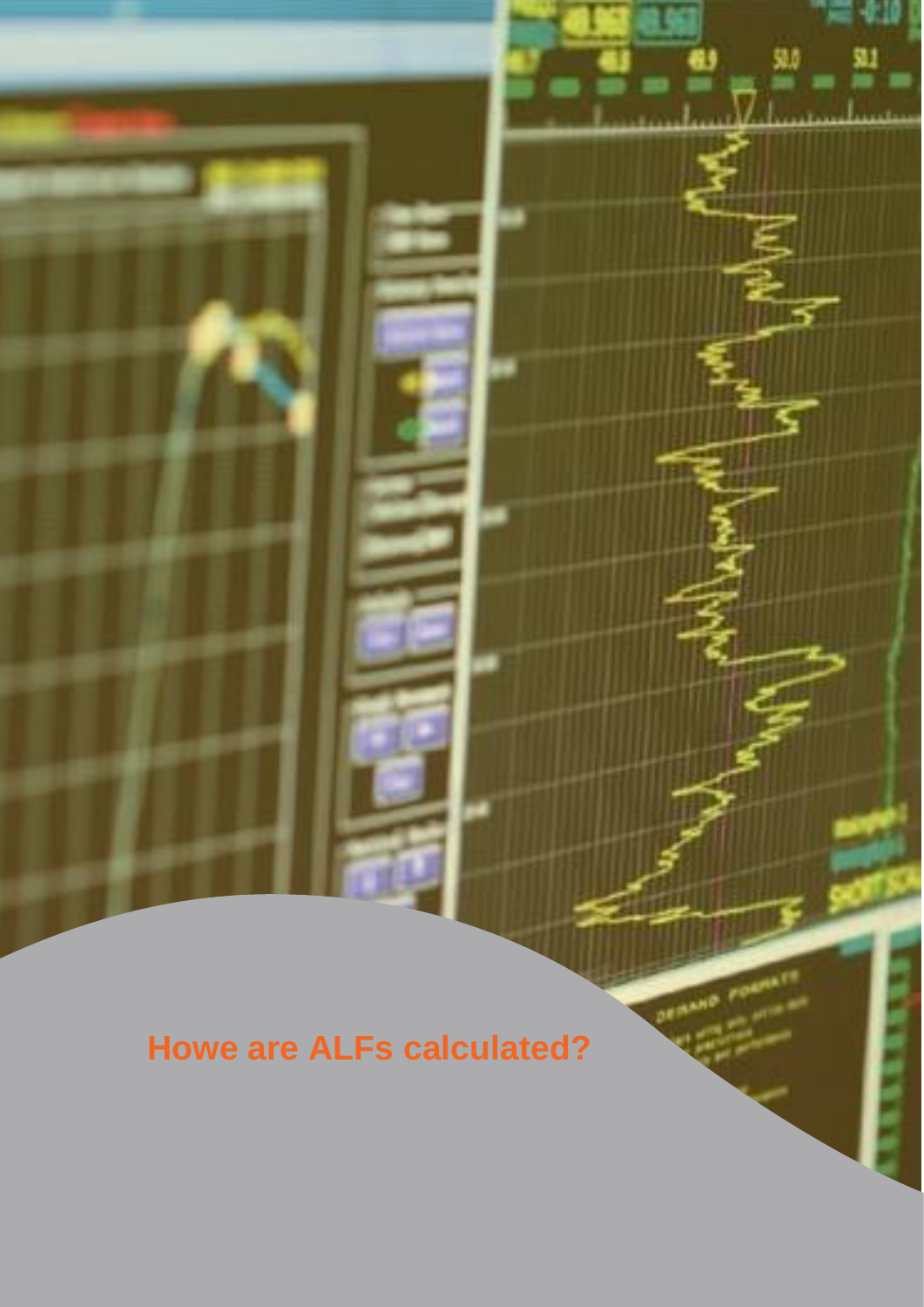## Howe are ALFs calculated?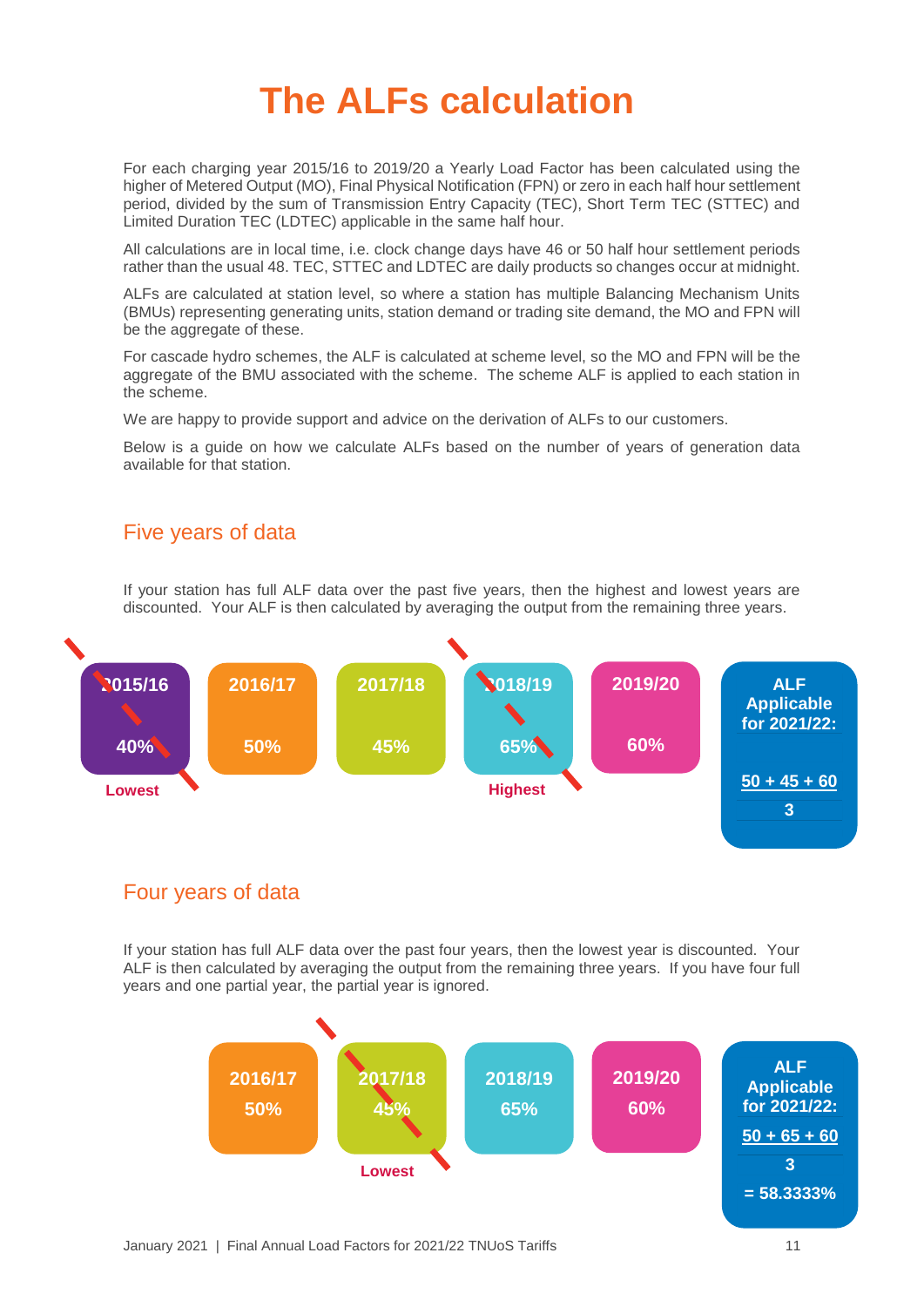# The ALFs calculation

For each charging year 2015/16 to 2019/20 a Yearly Load Factor has been calculated using the higher of Metered Output (MO), Final Physical Notification (FPN) or zero in each half hour settlement period, divided by the sum of Transmission Entry Capacity (TEC), Short Term TEC (STTEC) and Limited Duration TEC (LDTEC) applicable in the same half hour.

All calculations are in local time, i.e. clock change days have 46 or 50 half hour settlement periods rather than the usual 48. TEC, STTEC and LDTEC are daily products so changes occur at midnight.

ALFs are calculated at station level, so where a station has multiple Balancing Mechanism Units (BMUs) representing generating units, station demand or trading site demand, the MO and FPN will be the aggregate of these.

For cascade hydro schemes, the ALF is calculated at scheme level, so the MO and FPN will be the aggregate of the BMU associated with the scheme. The scheme ALF is applied to each station in the scheme.

We are happy to provide support and advice on the derivation of ALFs to our customers.

Below is a guide on how we calculate ALFs based on the number of years of generation data available for that station.

## Five years of data

If your station has full ALF data over the past five years, then the highest and lowest years are discounted. Your ALF is then calculated by averaging the output from the remaining three years.

| 2015/16 | 2016/17 | 2017/18 | 2018/19 | 2019/20 | ALF Applicable for 2021/22: |
|---|---|---|---|---|---|
| ~~40%~~ Lowest | 50% | 45% | ~~65%~~ Highest | 60% | $\frac{50 + 45 + 60}{3}$ |

## Four years of data

If your station has full ALF data over the past four years, then the lowest year is discounted. Your ALF is then calculated by averaging the output from the remaining three years. If you have four full years and one partial year, the partial year is ignored.

| 2016/17 | 2017/18 | 2018/19 | 2019/20 | ALF Applicable for 2021/22: |
|---|---|---|---|---|
| 50% | ~~45%~~ Lowest | 65% | 60% | $\frac{50 + 65 + 60}{3}$ = 58.3333% |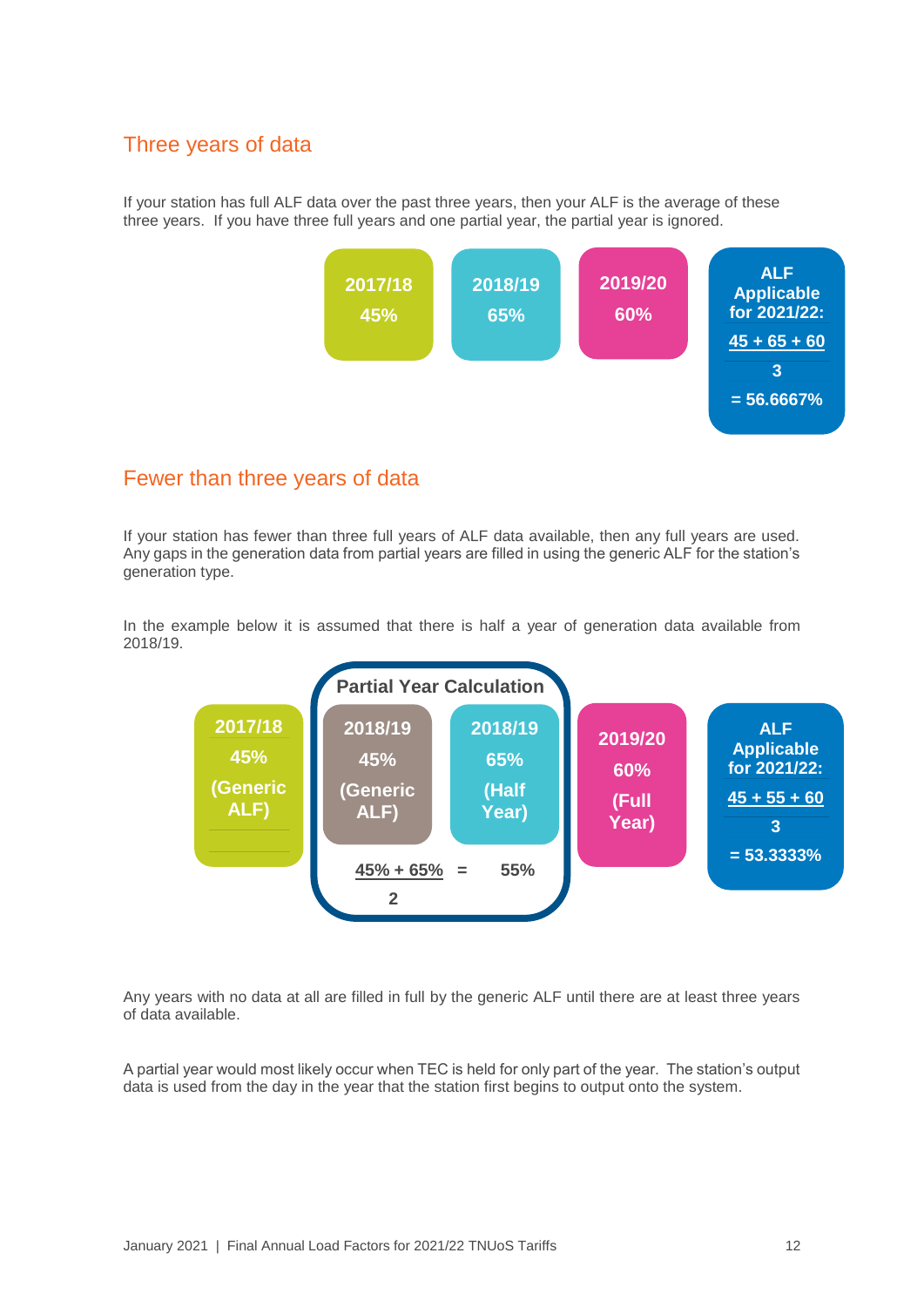## Three years of data

If your station has full ALF data over the past three years, then your ALF is the average of these three years. If you have three full years and one partial year, the partial year is ignored.

| 2017/18 | 2018/19 | 2019/20 | ALF Applicable for 2021/22: |
|---|---|---|---|
| 45% | 65% | 60% | $\frac{45 + 65 + 60}{3}$ = 56.6667% |

## Fewer than three years of data

If your station has fewer than three full years of ALF data available, then any full years are used. Any gaps in the generation data from partial years are filled in using the generic ALF for the station's generation type.

In the example below it is assumed that there is half a year of generation data available from 2018/19.

| 2017/18 | Partial Year Calculation: 2018/19 | Partial Year Calculation: 2018/19 | 2019/20 | ALF Applicable for 2021/22: |
|---|---|---|---|---|
| 45% (Generic ALF) | 45% (Generic ALF) | 65% (Half Year) | 60% (Full Year) | $\frac{45 + 55 + 60}{3}$ = 53.3333% |
| | $\frac{45\% + 65\%}{2}$ = 55% | | | |

Any years with no data at all are filled in full by the generic ALF until there are at least three years of data available.

A partial year would most likely occur when TEC is held for only part of the year. The station's output data is used from the day in the year that the station first begins to output onto the system.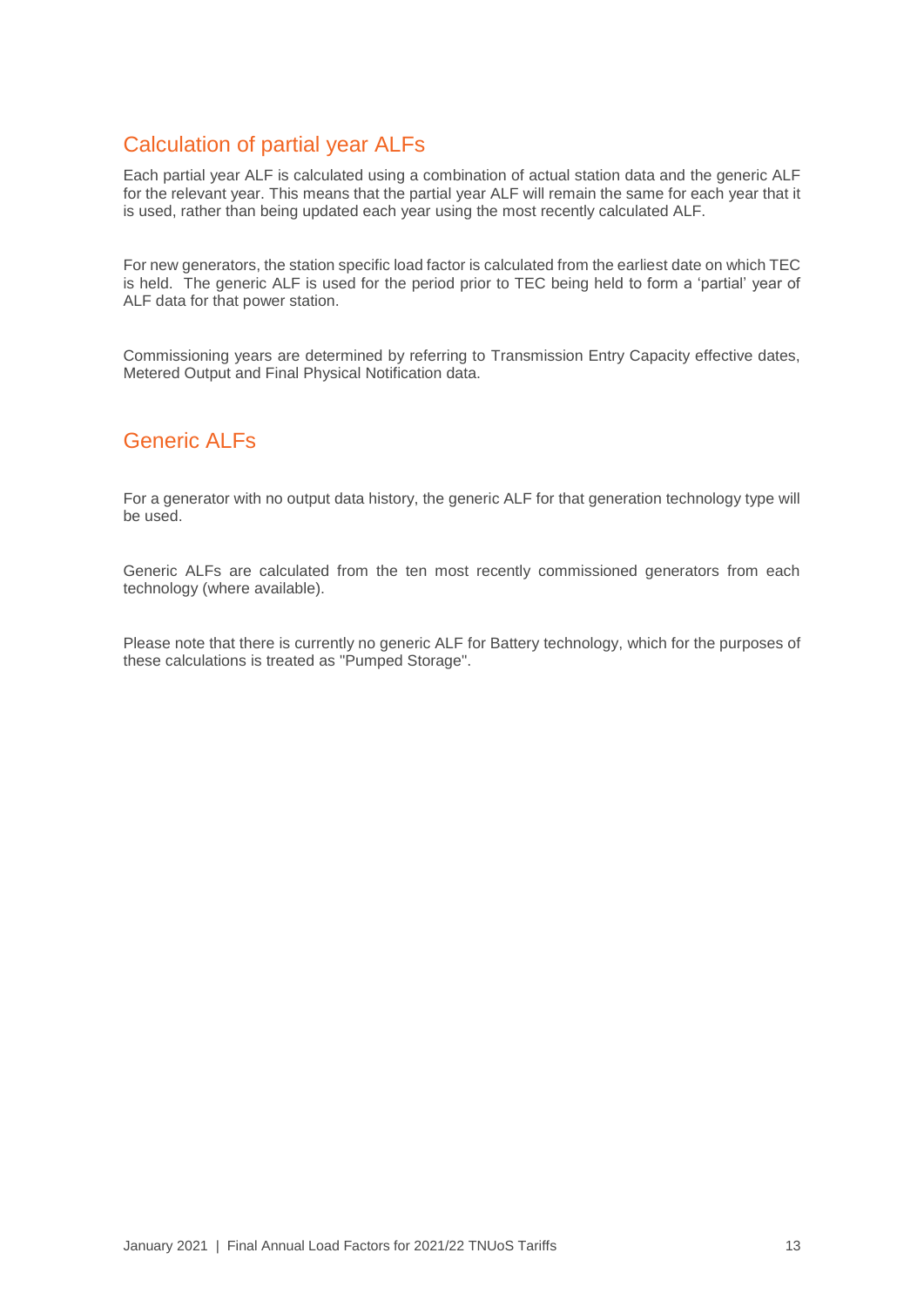## Calculation of partial year ALFs

Each partial year ALF is calculated using a combination of actual station data and the generic ALF for the relevant year. This means that the partial year ALF will remain the same for each year that it is used, rather than being updated each year using the most recently calculated ALF.

For new generators, the station specific load factor is calculated from the earliest date on which TEC is held. The generic ALF is used for the period prior to TEC being held to form a 'partial' year of ALF data for that power station.

Commissioning years are determined by referring to Transmission Entry Capacity effective dates, Metered Output and Final Physical Notification data.

## Generic ALFs

For a generator with no output data history, the generic ALF for that generation technology type will be used.

Generic ALFs are calculated from the ten most recently commissioned generators from each technology (where available).

Please note that there is currently no generic ALF for Battery technology, which for the purposes of these calculations is treated as "Pumped Storage".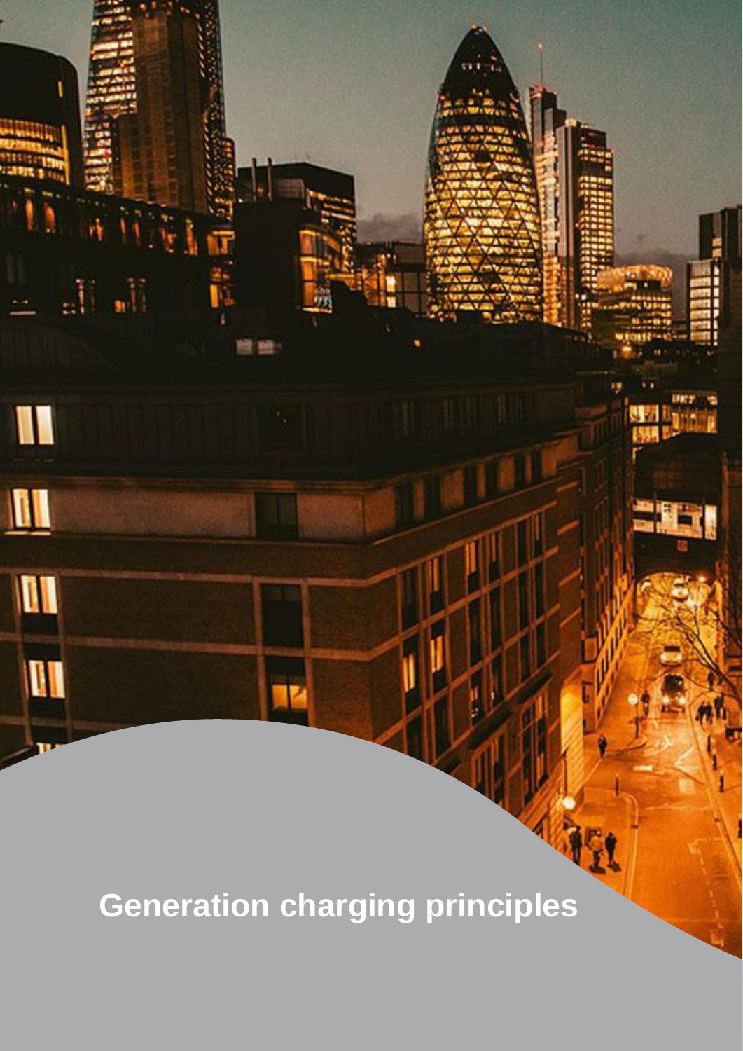# Generation charging principles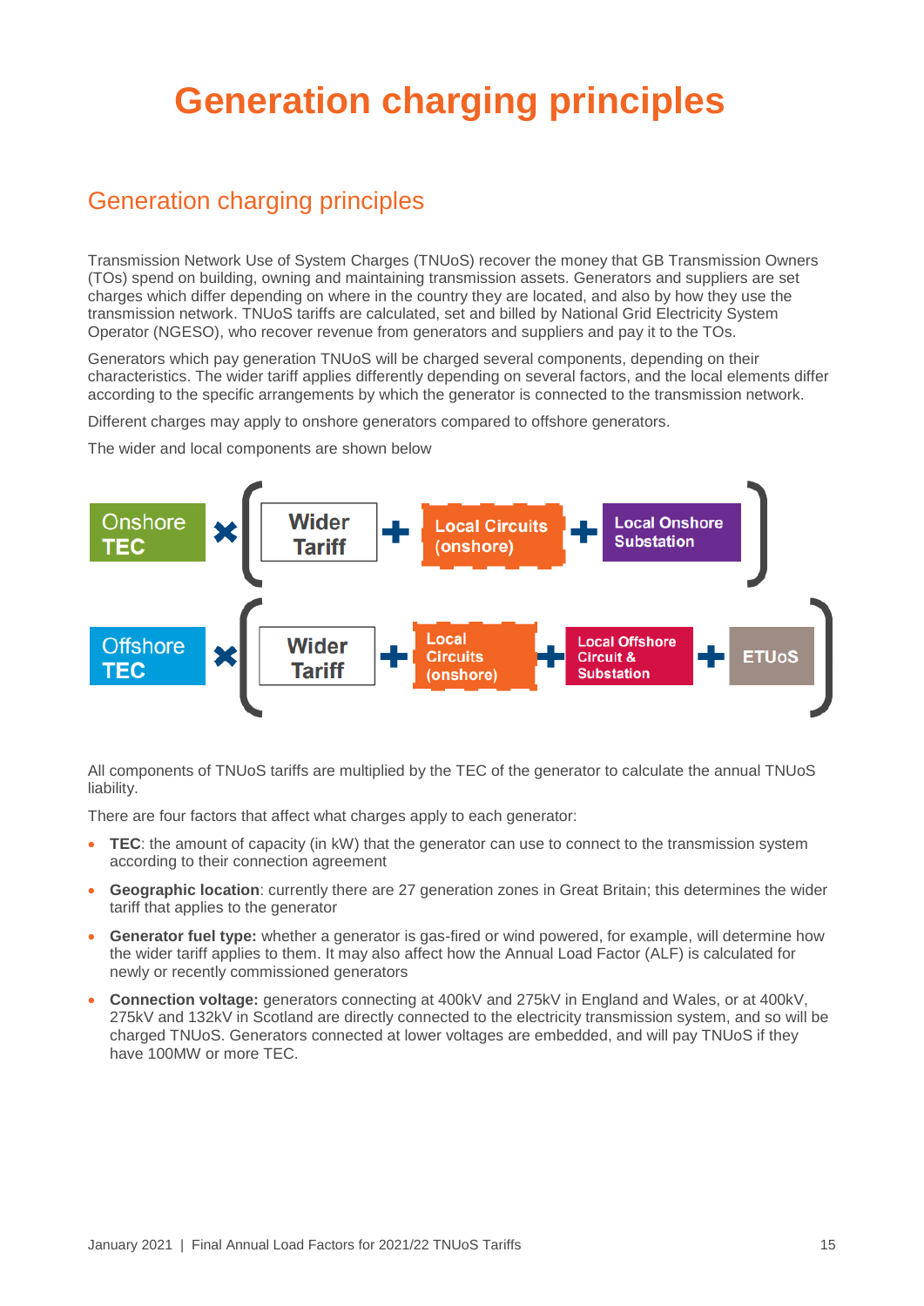# Generation charging principles

## Generation charging principles

Transmission Network Use of System Charges (TNUoS) recover the money that GB Transmission Owners (TOs) spend on building, owning and maintaining transmission assets. Generators and suppliers are set charges which differ depending on where in the country they are located, and also by how they use the transmission network. TNUoS tariffs are calculated, set and billed by National Grid Electricity System Operator (NGESO), who recover revenue from generators and suppliers and pay it to the TOs.

Generators which pay generation TNUoS will be charged several components, depending on their characteristics. The wider tariff applies differently depending on several factors, and the local elements differ according to the specific arrangements by which the generator is connected to the transmission network.

Different charges may apply to onshore generators compared to offshore generators.

The wider and local components are shown below

Onshore TEC × ( Wider Tariff + Local Circuits (onshore) + Local Onshore Substation )

Offshore TEC × ( Wider Tariff + Local Circuits (onshore) + Local Offshore Circuit & Substation + ETUoS )

All components of TNUoS tariffs are multiplied by the TEC of the generator to calculate the annual TNUoS liability.

There are four factors that affect what charges apply to each generator:

- **TEC**: the amount of capacity (in kW) that the generator can use to connect to the transmission system according to their connection agreement
- **Geographic location**: currently there are 27 generation zones in Great Britain; this determines the wider tariff that applies to the generator
- **Generator fuel type:** whether a generator is gas-fired or wind powered, for example, will determine how the wider tariff applies to them. It may also affect how the Annual Load Factor (ALF) is calculated for newly or recently commissioned generators
- **Connection voltage:** generators connecting at 400kV and 275kV in England and Wales, or at 400kV, 275kV and 132kV in Scotland are directly connected to the electricity transmission system, and so will be charged TNUoS. Generators connected at lower voltages are embedded, and will pay TNUoS if they have 100MW or more TEC.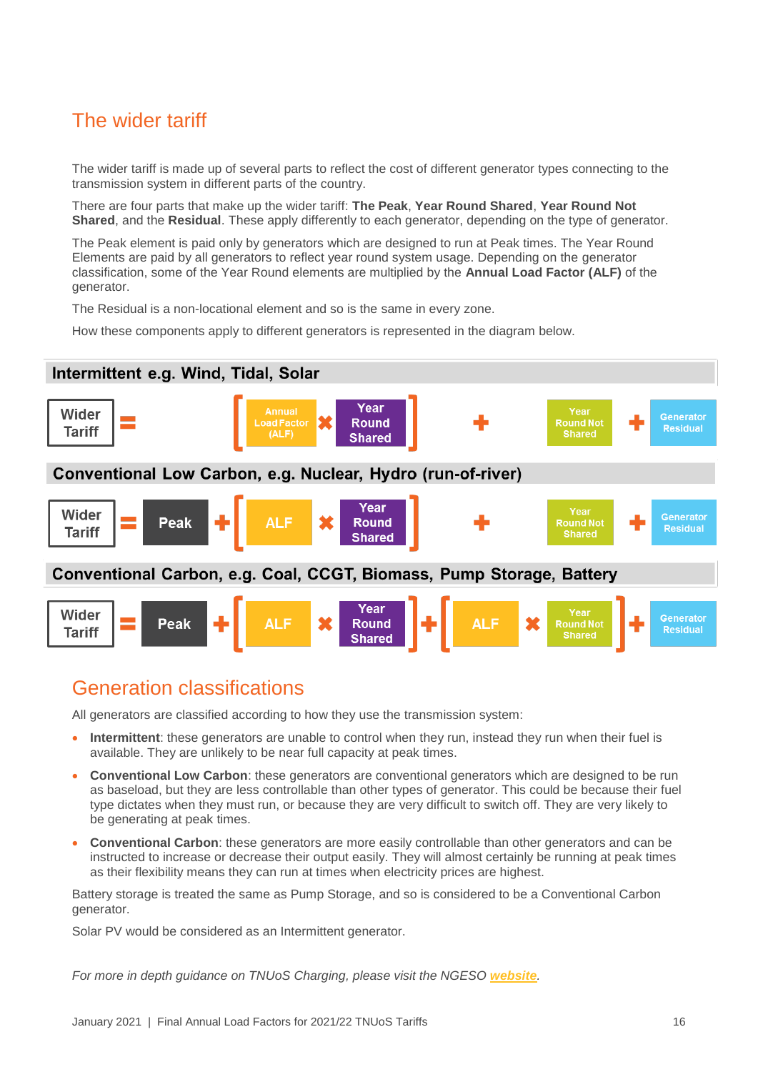## The wider tariff

The wider tariff is made up of several parts to reflect the cost of different generator types connecting to the transmission system in different parts of the country.

There are four parts that make up the wider tariff: **The Peak**, **Year Round Shared**, **Year Round Not Shared**, and the **Residual**. These apply differently to each generator, depending on the type of generator.

The Peak element is paid only by generators which are designed to run at Peak times. The Year Round Elements are paid by all generators to reflect year round system usage. Depending on the generator classification, some of the Year Round elements are multiplied by the **Annual Load Factor (ALF)** of the generator.

The Residual is a non-locational element and so is the same in every zone.

How these components apply to different generators is represented in the diagram below.

**Intermittent e.g. Wind, Tidal, Solar**

Wider Tariff = [ Annual Load Factor (ALF) × Year Round Shared ] + Year Round Not Shared + Generator Residual

**Conventional Low Carbon, e.g. Nuclear, Hydro (run-of-river)**

Wider Tariff = Peak + [ ALF × Year Round Shared ] + Year Round Not Shared + Generator Residual

**Conventional Carbon, e.g. Coal, CCGT, Biomass, Pump Storage, Battery**

Wider Tariff = Peak + [ ALF × Year Round Shared ] + [ ALF × Year Round Not Shared ] + Generator Residual

## Generation classifications

All generators are classified according to how they use the transmission system:

- **Intermittent**: these generators are unable to control when they run, instead they run when their fuel is available. They are unlikely to be near full capacity at peak times.
- **Conventional Low Carbon**: these generators are conventional generators which are designed to be run as baseload, but they are less controllable than other types of generator. This could be because their fuel type dictates when they must run, or because they are very difficult to switch off. They are very likely to be generating at peak times.
- **Conventional Carbon**: these generators are more easily controllable than other generators and can be instructed to increase or decrease their output easily. They will almost certainly be running at peak times as their flexibility means they can run at times when electricity prices are highest.

Battery storage is treated the same as Pump Storage, and so is considered to be a Conventional Carbon generator.

Solar PV would be considered as an Intermittent generator.

*For more in depth guidance on TNUoS Charging, please visit the NGESO* ***website***.